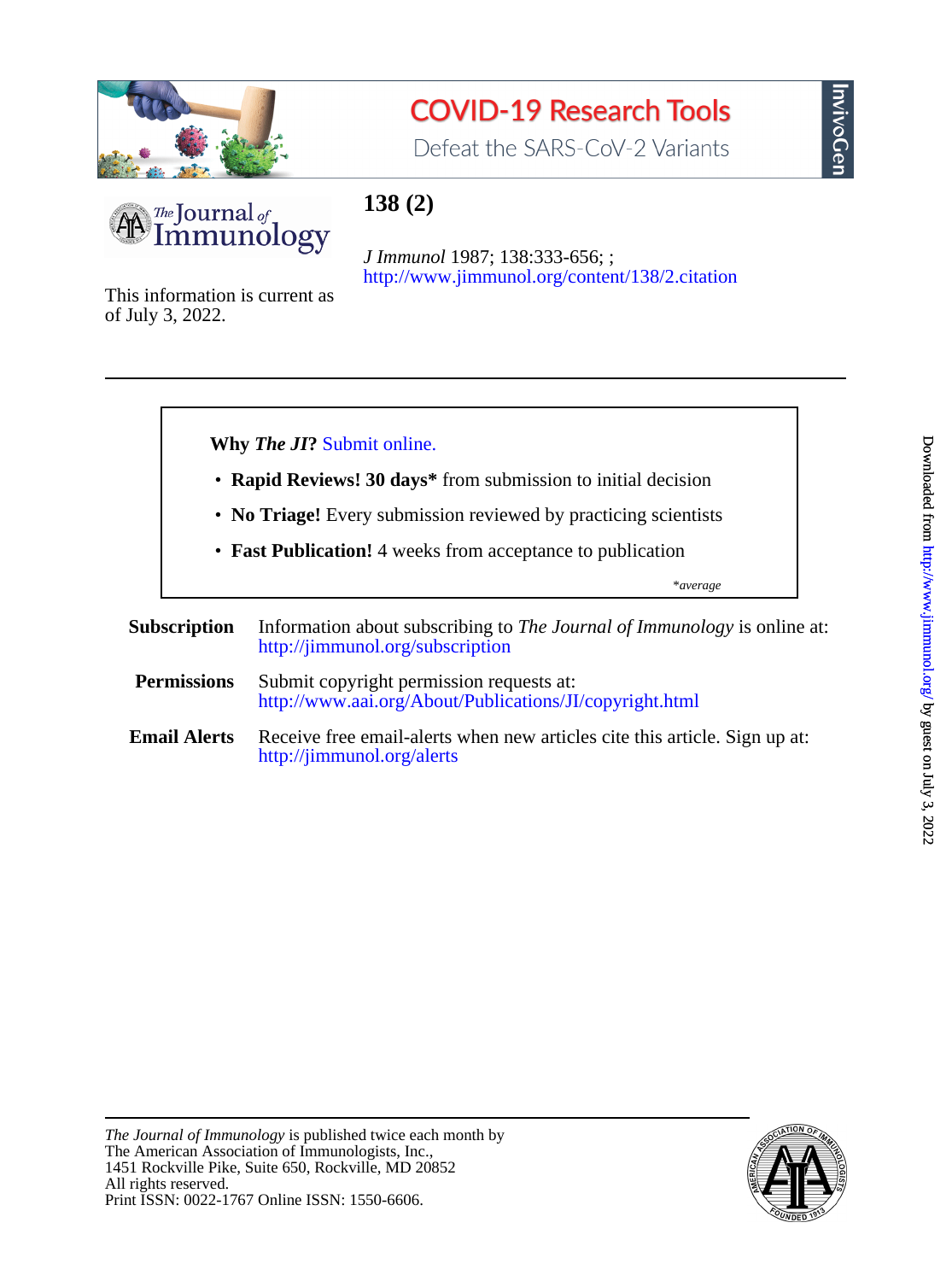COVID-19 Research Tools

Defeat the SARS-CoV-2 Variants

InvivoGen

The Journal of Immunology

# 138 (2)

*J Immunol* 1987; 138:333-656; ;
http://www.jimmunol.org/content/138/2.citation

This information is current as of July 3, 2022.

---

**Why *The JI*?** Submit online.

- **Rapid Reviews! 30 days*** from submission to initial decision
- **No Triage!** Every submission reviewed by practicing scientists
- **Fast Publication!** 4 weeks from acceptance to publication

*\*average*

**Subscription** Information about subscribing to *The Journal of Immunology* is online at: http://jimmunol.org/subscription

**Permissions** Submit copyright permission requests at: http://www.aai.org/About/Publications/JI/copyright.html

**Email Alerts** Receive free email-alerts when new articles cite this article. Sign up at: http://jimmunol.org/alerts

---

*The Journal of Immunology* is published twice each month by
The American Association of Immunologists, Inc.,
1451 Rockville Pike, Suite 650, Rockville, MD 20852
All rights reserved.
Print ISSN: 0022-1767 Online ISSN: 1550-6606.

Downloaded from http://www.jimmunol.org/ by guest on July 3, 2022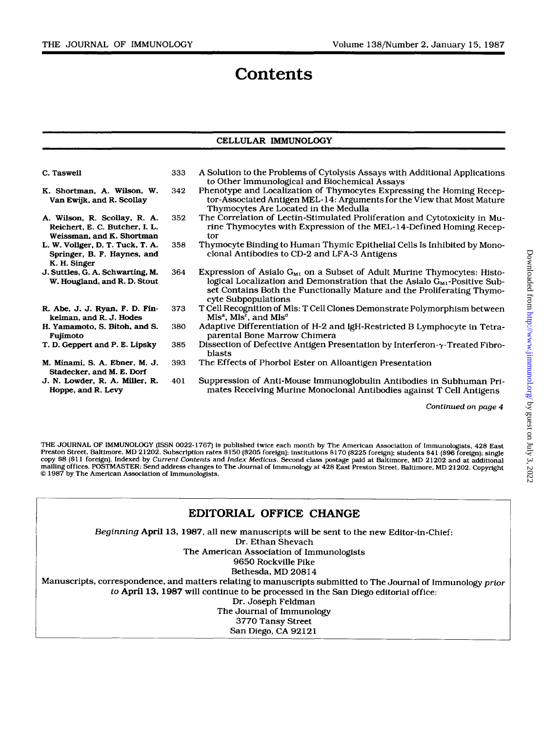# Contents

## CELLULAR IMMUNOLOGY

| Authors | Page | Title |
|---|---|---|
| C. Taswell | 333 | A Solution to the Problems of Cytolysis Assays with Additional Applications to Other Immunological and Biochemical Assays |
| K. Shortman, A. Wilson, W. Van Ewijk, and R. Scollay | 342 | Phenotype and Localization of Thymocytes Expressing the Homing Receptor-Associated Antigen MEL-14: Arguments for the View that Most Mature Thymocytes Are Located in the Medulla |
| A. Wilson, R. Scollay, R. A. Reichert, E. C. Butcher, I. L. Weissman, and K. Shortman | 352 | The Correlation of Lectin-Stimulated Proliferation and Cytotoxicity in Murine Thymocytes with Expression of the MEL-14-Defined Homing Receptor |
| L. W. Vollger, D. T. Tuck, T. A. Springer, B. F. Haynes, and K. H. Singer | 358 | Thymocyte Binding to Human Thymic Epithelial Cells Is Inhibited by Monoclonal Antibodies to CD-2 and LFA-3 Antigens |
| J. Suttles, G. A. Schwarting, M. W. Hougland, and R. D. Stout | 364 | Expression of Asialo $G_{M1}$ on a Subset of Adult Murine Thymocytes: Histological Localization and Demonstration that the Asialo $G_{M1}$-Positive Subset Contains Both the Functionally Mature and the Proliferating Thymocyte Subpopulations |
| R. Abe, J. J. Ryan, F. D. Finkelman, and R. J. Hodes | 373 | T Cell Recognition of Mls: T Cell Clones Demonstrate Polymorphism between $Mls^a$, $Mls^c$, and $Mls^d$ |
| H. Yamamoto, S. Bitoh, and S. Fujimoto | 380 | Adaptive Differentiation of H-2 and IgH-Restricted B Lymphocyte in Tetraparental Bone Marrow Chimera |
| T. D. Geppert and P. E. Lipsky | 385 | Dissection of Defective Antigen Presentation by Interferon-$\gamma$-Treated Fibroblasts |
| M. Minami, S. A. Ebner, M. J. Stadecker, and M. E. Dorf | 393 | The Effects of Phorbol Ester on Alloantigen Presentation |
| J. N. Lowder, R. A. Miller, R. Hoppe, and R. Levy | 401 | Suppression of Anti-Mouse Immunoglobulin Antibodies in Subhuman Primates Receiving Murine Monoclonal Antibodies against T Cell Antigens |

*Continued on page 4*

THE JOURNAL OF IMMUNOLOGY (ISSN 0022-1767) is published twice each month by The American Association of Immunologists, 428 East Preston Street, Baltimore, MD 21202. Subscription rates $150 ($205 foreign); institutions $170 ($225 foreign); students $41 ($96 foreign); single copy $8 ($11 foreign). Indexed by *Current Contents* and *Index Medicus*. Second class postage paid at Baltimore, MD 21202 and at additional mailing offices. POSTMASTER: Send address changes to The Journal of Immunology at 428 East Preston Street, Baltimore, MD 21202. Copyright © 1987 by The American Association of Immunologists.

## EDITORIAL OFFICE CHANGE

*Beginning* **April 13, 1987**, all new manuscripts will be sent to the new Editor-in-Chief:
Dr. Ethan Shevach
The American Association of Immunologists
9650 Rockville Pike
Bethesda, MD 20814

Manuscripts, correspondence, and matters relating to manuscripts submitted to The Journal of Immunology *prior to* **April 13, 1987** will continue to be processed in the San Diego editorial office:
Dr. Joseph Feldman
The Journal of Immunology
3770 Tansy Street
San Diego, CA 92121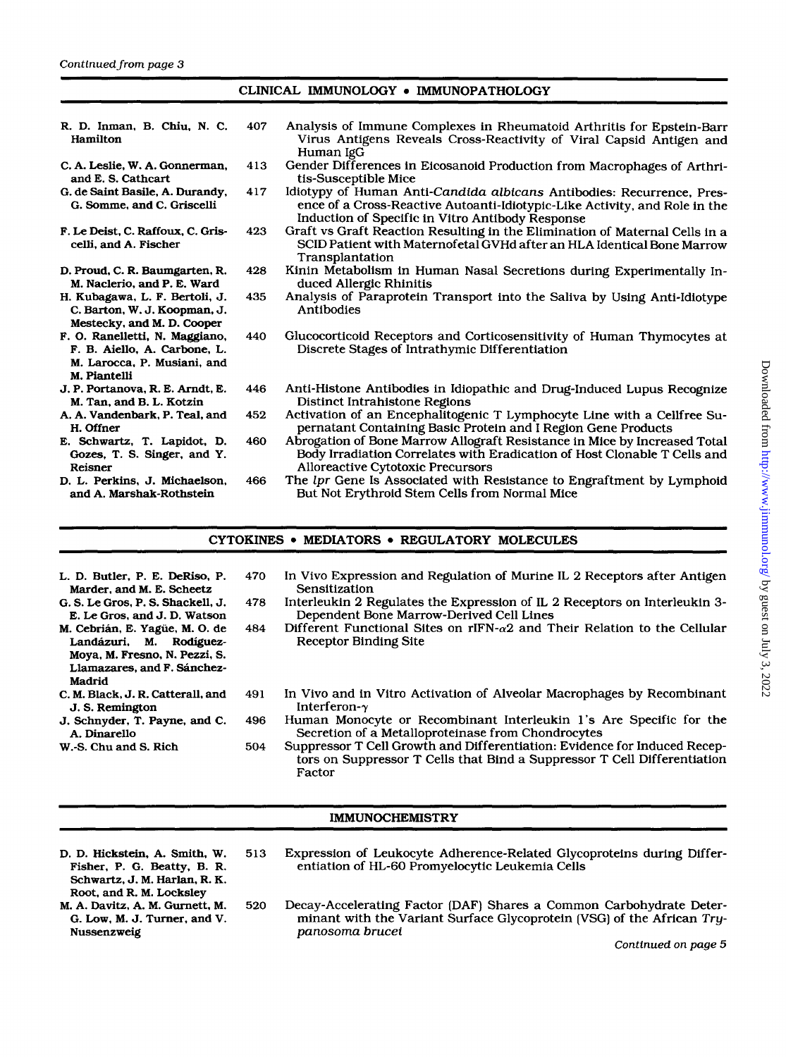*Continued from page 3*

## CLINICAL IMMUNOLOGY • IMMUNOPATHOLOGY

| Authors | Page | Title |
|---|---|---|
| R. D. Inman, B. Chiu, N. C. Hamilton | 407 | Analysis of Immune Complexes in Rheumatoid Arthritis for Epstein-Barr Virus Antigens Reveals Cross-Reactivity of Viral Capsid Antigen and Human IgG |
| C. A. Leslie, W. A. Gonnerman, and E. S. Cathcart | 413 | Gender Differences in Eicosanoid Production from Macrophages of Arthritis-Susceptible Mice |
| G. de Saint Basile, A. Durandy, G. Somme, and C. Griscelli | 417 | Idiotypy of Human Anti-*Candida albicans* Antibodies: Recurrence, Presence of a Cross-Reactive Autoanti-Idiotypic-Like Activity, and Role in the Induction of Specific in Vitro Antibody Response |
| F. Le Deist, C. Raffoux, C. Griscelli, and A. Fischer | 423 | Graft vs Graft Reaction Resulting in the Elimination of Maternal Cells in a SCID Patient with Maternofetal GVHd after an HLA Identical Bone Marrow Transplantation |
| D. Proud, C. R. Baumgarten, R. M. Naclerio, and P. E. Ward | 428 | Kinin Metabolism in Human Nasal Secretions during Experimentally Induced Allergic Rhinitis |
| H. Kubagawa, L. F. Bertoli, J. C. Barton, W. J. Koopman, J. Mestecky, and M. D. Cooper | 435 | Analysis of Paraprotein Transport into the Saliva by Using Anti-Idiotype Antibodies |
| F. O. Ranelletti, N. Maggiano, F. B. Aiello, A. Carbone, L. M. Larocca, P. Musiani, and M. Piantelli | 440 | Glucocorticoid Receptors and Corticosensitivity of Human Thymocytes at Discrete Stages of Intrathymic Differentiation |
| J. P. Portanova, R. E. Arndt, E. M. Tan, and B. L. Kotzin | 446 | Anti-Histone Antibodies in Idiopathic and Drug-Induced Lupus Recognize Distinct Intrahistone Regions |
| A. A. Vandenbark, P. Teal, and H. Offner | 452 | Activation of an Encephalitogenic T Lymphocyte Line with a Cellfree Supernatant Containing Basic Protein and I Region Gene Products |
| E. Schwartz, T. Lapidot, D. Gozes, T. S. Singer, and Y. Reisner | 460 | Abrogation of Bone Marrow Allograft Resistance in Mice by Increased Total Body Irradiation Correlates with Eradication of Host Clonable T Cells and Alloreactive Cytotoxic Precursors |
| D. L. Perkins, J. Michaelson, and A. Marshak-Rothstein | 466 | The *lpr* Gene Is Associated with Resistance to Engraftment by Lymphoid But Not Erythroid Stem Cells from Normal Mice |

## CYTOKINES • MEDIATORS • REGULATORY MOLECULES

| Authors | Page | Title |
|---|---|---|
| L. D. Butler, P. E. DeRiso, P. Marder, and M. E. Scheetz | 470 | In Vivo Expression and Regulation of Murine IL 2 Receptors after Antigen Sensitization |
| G. S. Le Gros, P. S. Shackell, J. E. Le Gros, and J. D. Watson | 478 | Interleukin 2 Regulates the Expression of IL 2 Receptors on Interleukin 3-Dependent Bone Marrow-Derived Cell Lines |
| M. Cebrián, E. Yagüe, M. O. de Landázuri, M. Rodíguez-Moya, M. Fresno, N. Pezzi, S. Llamazares, and F. Sánchez-Madrid | 484 | Different Functional Sites on rIFN-$\alpha$2 and Their Relation to the Cellular Receptor Binding Site |
| C. M. Black, J. R. Catterall, and J. S. Remington | 491 | In Vivo and in Vitro Activation of Alveolar Macrophages by Recombinant Interferon-$\gamma$ |
| J. Schnyder, T. Payne, and C. A. Dinarello | 496 | Human Monocyte or Recombinant Interleukin 1's Are Specific for the Secretion of a Metalloproteinase from Chondrocytes |
| W.-S. Chu and S. Rich | 504 | Suppressor T Cell Growth and Differentiation: Evidence for Induced Receptors on Suppressor T Cells that Bind a Suppressor T Cell Differentiation Factor |

## IMMUNOCHEMISTRY

| Authors | Page | Title |
|---|---|---|
| D. D. Hickstein, A. Smith, W. Fisher, P. G. Beatty, B. R. Schwartz, J. M. Harlan, R. K. Root, and R. M. Locksley | 513 | Expression of Leukocyte Adherence-Related Glycoproteins during Differentiation of HL-60 Promyelocytic Leukemia Cells |
| M. A. Davitz, A. M. Gurnett, M. G. Low, M. J. Turner, and V. Nussenzweig | 520 | Decay-Accelerating Factor (DAF) Shares a Common Carbohydrate Determinant with the Variant Surface Glycoprotein (VSG) of the African *Trypanosoma brucei* |

*Continued on page 5*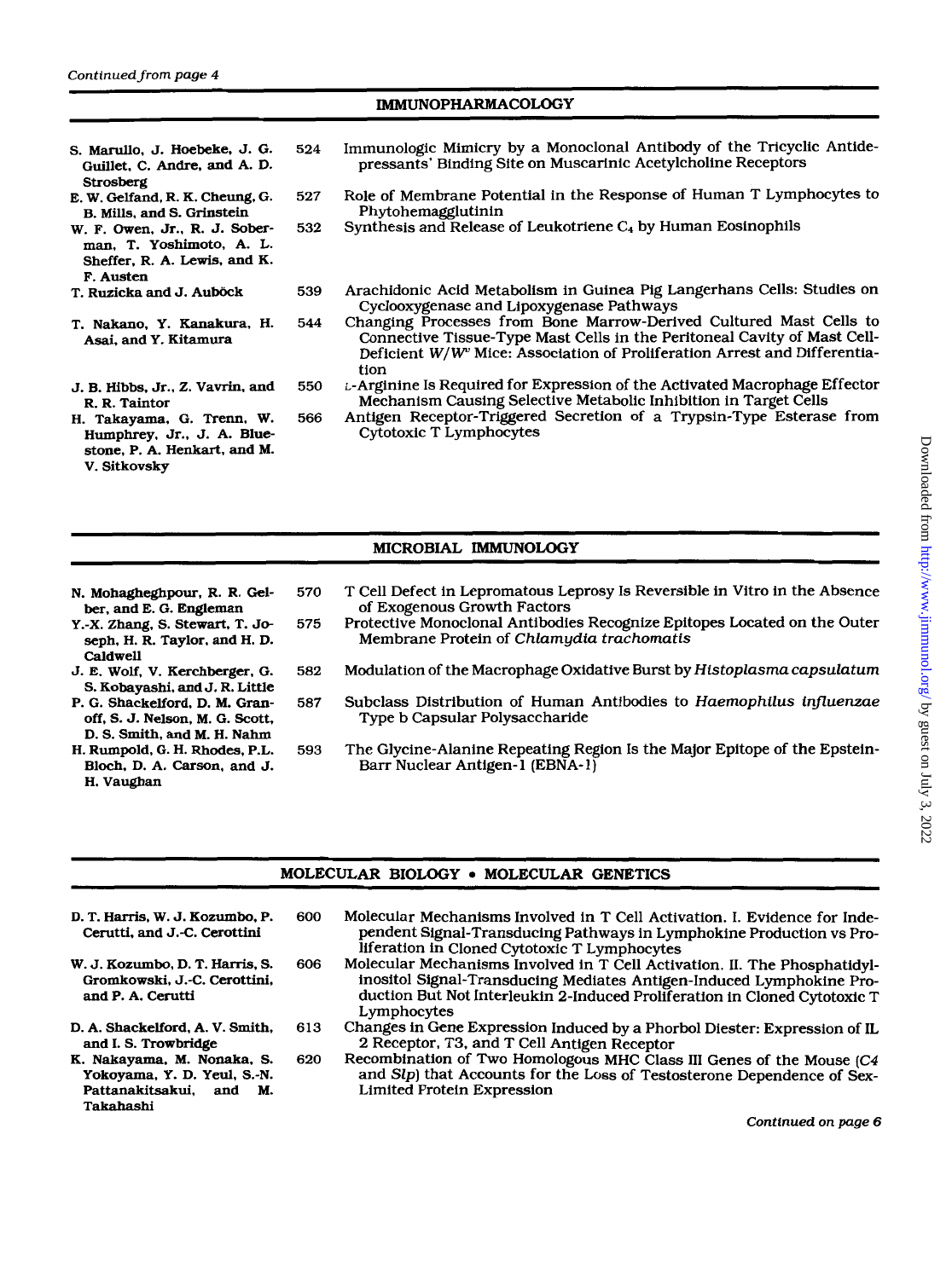*Continued from page 4*

## IMMUNOPHARMACOLOGY

| Authors | Page | Title |
|---|---|---|
| S. Marullo, J. Hoebeke, J. G. Guillet, C. Andre, and A. D. Strosberg | 524 | Immunologic Mimicry by a Monoclonal Antibody of the Tricyclic Antidepressants' Binding Site on Muscarinic Acetylcholine Receptors |
| E. W. Gelfand, R. K. Cheung, G. B. Mills, and S. Grinstein | 527 | Role of Membrane Potential in the Response of Human T Lymphocytes to Phytohemagglutinin |
| W. F. Owen, Jr., R. J. Soberman, T. Yoshimoto, A. L. Sheffer, R. A. Lewis, and K. F. Austen | 532 | Synthesis and Release of Leukotriene $C_4$ by Human Eosinophils |
| T. Ruzicka and J. Auböck | 539 | Arachidonic Acid Metabolism in Guinea Pig Langerhans Cells: Studies on Cyclooxygenase and Lipoxygenase Pathways |
| T. Nakano, Y. Kanakura, H. Asai, and Y. Kitamura | 544 | Changing Processes from Bone Marrow-Derived Cultured Mast Cells to Connective Tissue-Type Mast Cells in the Peritoneal Cavity of Mast Cell-Deficient $W/W^v$ Mice: Association of Proliferation Arrest and Differentiation |
| J. B. Hibbs, Jr., Z. Vavrin, and R. R. Taintor | 550 | L-Arginine Is Required for Expression of the Activated Macrophage Effector Mechanism Causing Selective Metabolic Inhibition in Target Cells |
| H. Takayama, G. Trenn, W. Humphrey, Jr., J. A. Bluestone, P. A. Henkart, and M. V. Sitkovsky | 566 | Antigen Receptor-Triggered Secretion of a Trypsin-Type Esterase from Cytotoxic T Lymphocytes |

## MICROBIAL IMMUNOLOGY

| Authors | Page | Title |
|---|---|---|
| N. Mohagheghpour, R. R. Gelber, and E. G. Engleman | 570 | T Cell Defect in Lepromatous Leprosy Is Reversible in Vitro in the Absence of Exogenous Growth Factors |
| Y.-X. Zhang, S. Stewart, T. Joseph, H. R. Taylor, and H. D. Caldwell | 575 | Protective Monoclonal Antibodies Recognize Epitopes Located on the Outer Membrane Protein of *Chlamydia trachomatis* |
| J. E. Wolf, V. Kerchberger, G. S. Kobayashi, and J. R. Little | 582 | Modulation of the Macrophage Oxidative Burst by *Histoplasma capsulatum* |
| P. G. Shackelford, D. M. Granoff, S. J. Nelson, M. G. Scott, D. S. Smith, and M. H. Nahm | 587 | Subclass Distribution of Human Antibodies to *Haemophilus influenzae* Type b Capsular Polysaccharide |
| H. Rumpold, G. H. Rhodes, P.L. Bloch, D. A. Carson, and J. H. Vaughan | 593 | The Glycine-Alanine Repeating Region Is the Major Epitope of the Epstein-Barr Nuclear Antigen-1 (EBNA-1) |

## MOLECULAR BIOLOGY • MOLECULAR GENETICS

| Authors | Page | Title |
|---|---|---|
| D. T. Harris, W. J. Kozumbo, P. Cerutti, and J.-C. Cerottini | 600 | Molecular Mechanisms Involved in T Cell Activation. I. Evidence for Independent Signal-Transducing Pathways in Lymphokine Production vs Proliferation in Cloned Cytotoxic T Lymphocytes |
| W. J. Kozumbo, D. T. Harris, S. Gromkowski, J.-C. Cerottini, and P. A. Cerutti | 606 | Molecular Mechanisms Involved in T Cell Activation. II. The Phosphatidylinositol Signal-Transducing Mediates Antigen-Induced Lymphokine Production But Not Interleukin 2-Induced Proliferation in Cloned Cytotoxic T Lymphocytes |
| D. A. Shackelford, A. V. Smith, and I. S. Trowbridge | 613 | Changes in Gene Expression Induced by a Phorbol Diester: Expression of IL 2 Receptor, T3, and T Cell Antigen Receptor |
| K. Nakayama, M. Nonaka, S. Yokoyama, Y. D. Yeul, S.-N. Pattanakitsakul, and M. Takahashi | 620 | Recombination of Two Homologous MHC Class III Genes of the Mouse (*C4* and *Slp*) that Accounts for the Loss of Testosterone Dependence of Sex-Limited Protein Expression |

*Continued on page 6*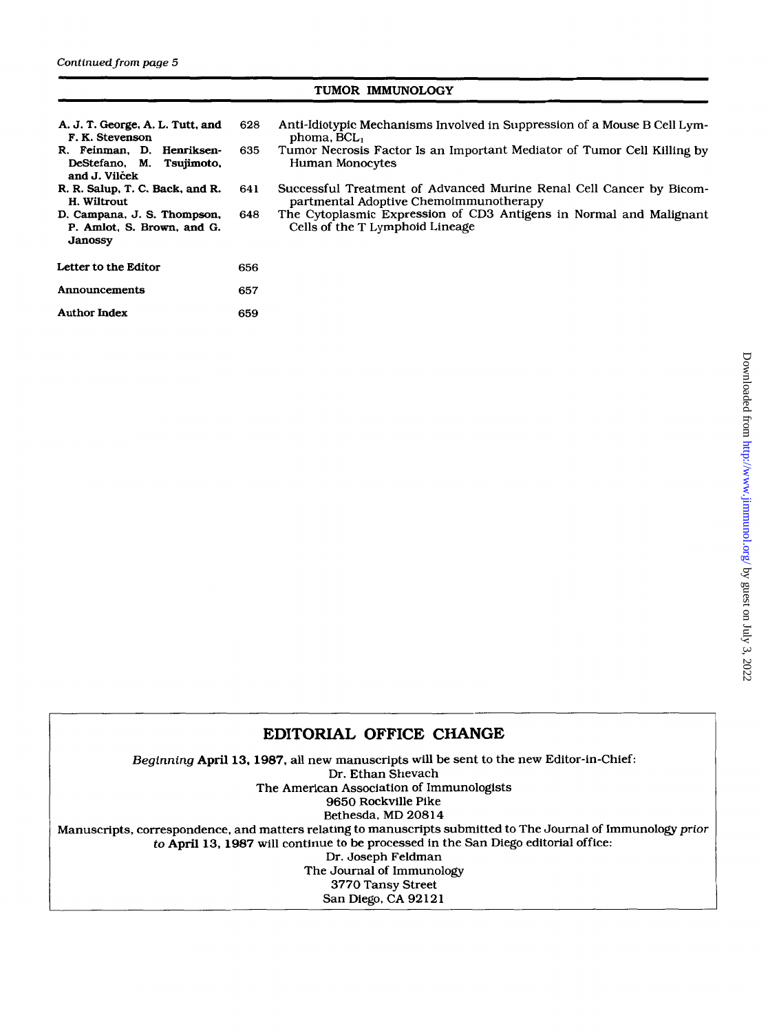*Continued from page 5*

## TUMOR IMMUNOLOGY

| | | |
|---|---|---|
| **A. J. T. George, A. L. Tutt, and F. K. Stevenson** | 628 | Anti-Idiotypic Mechanisms Involved in Suppression of a Mouse B Cell Lymphoma, $BCL_1$ |
| **R. Feinman, D. Henriksen-DeStefano, M. Tsujimoto, and J. Vilček** | 635 | Tumor Necrosis Factor Is an Important Mediator of Tumor Cell Killing by Human Monocytes |
| **R. R. Salup, T. C. Back, and R. H. Wiltrout** | 641 | Successful Treatment of Advanced Murine Renal Cell Cancer by Bicompartmental Adoptive Chemoimmunotherapy |
| **D. Campana, J. S. Thompson, P. Amlot, S. Brown, and G. Janossy** | 648 | The Cytoplasmic Expression of CD3 Antigens in Normal and Malignant Cells of the T Lymphoid Lineage |
| **Letter to the Editor** | 656 | |
| **Announcements** | 657 | |
| **Author Index** | 659 | |

## EDITORIAL OFFICE CHANGE

*Beginning* **April 13, 1987**, all new manuscripts will be sent to the new Editor-in-Chief:
Dr. Ethan Shevach
The American Association of Immunologists
9650 Rockville Pike
Bethesda, MD 20814

Manuscripts, correspondence, and matters relating to manuscripts submitted to The Journal of Immunology *prior to* **April 13, 1987** will continue to be processed in the San Diego editorial office:
Dr. Joseph Feldman
The Journal of Immunology
3770 Tansy Street
San Diego, CA 92121